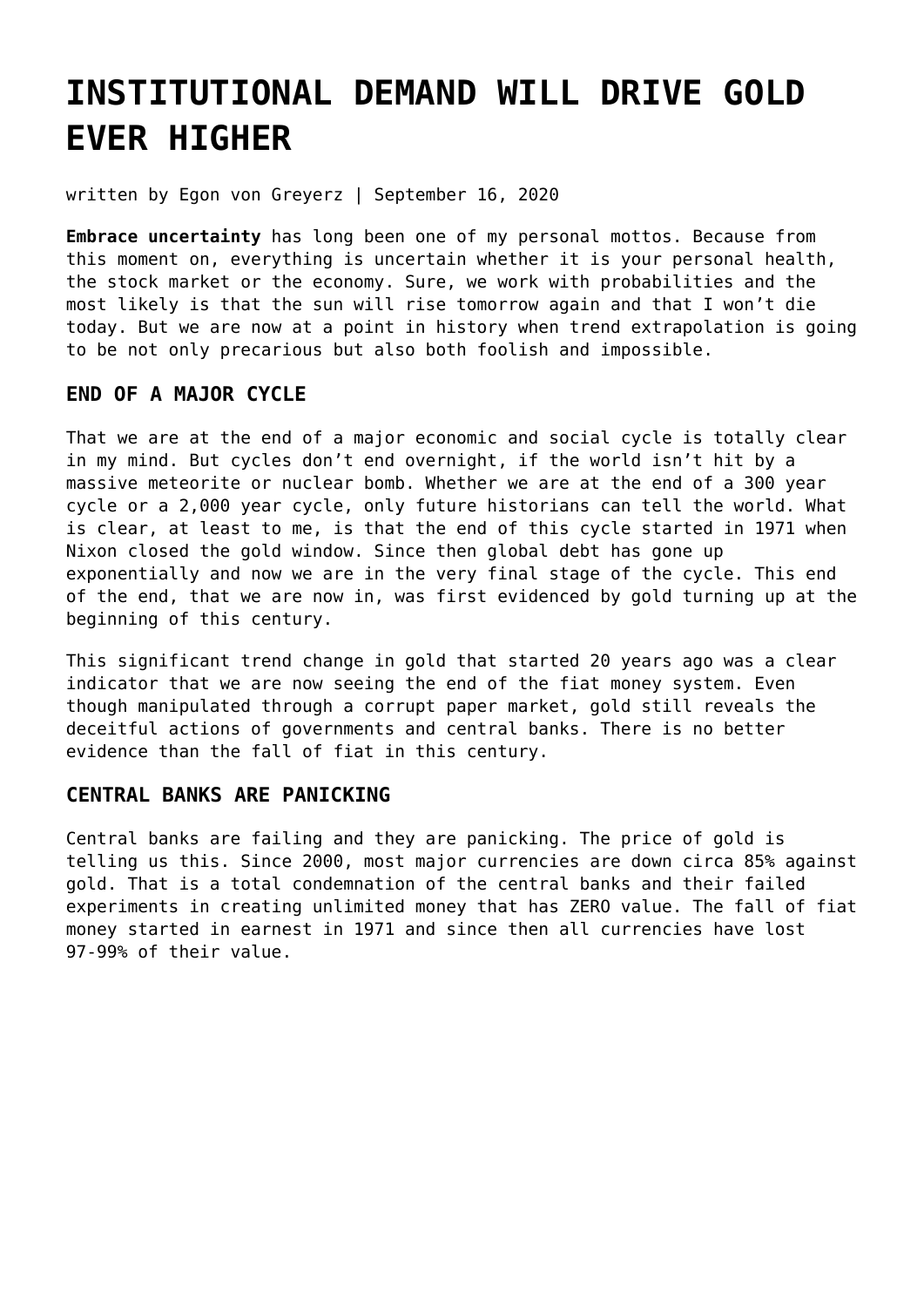# INSTITUTIONAL DEMAND WILL DRIVE GOLD EVER HIGHER

written by Egon von Greyerz | September 16, 2020

**Embrace uncertainty** has long been one of my personal mottos. Because from this moment on, everything is uncertain whether it is your personal health, the stock market or the economy. Sure, we work with probabilities and the most likely is that the sun will rise tomorrow again and that I won't die today. But we are now at a point in history when trend extrapolation is going to be not only precarious but also both foolish and impossible.

### END OF A MAJOR CYCLE

That we are at the end of a major economic and social cycle is totally clear in my mind. But cycles don't end overnight, if the world isn't hit by a massive meteorite or nuclear bomb. Whether we are at the end of a 300 year cycle or a 2,000 year cycle, only future historians can tell the world. What is clear, at least to me, is that the end of this cycle started in 1971 when Nixon closed the gold window. Since then global debt has gone up exponentially and now we are in the very final stage of the cycle. This end of the end, that we are now in, was first evidenced by gold turning up at the beginning of this century.

This significant trend change in gold that started 20 years ago was a clear indicator that we are now seeing the end of the fiat money system. Even though manipulated through a corrupt paper market, gold still reveals the deceitful actions of governments and central banks. There is no better evidence than the fall of fiat in this century.

### CENTRAL BANKS ARE PANICKING

Central banks are failing and they are panicking. The price of gold is telling us this. Since 2000, most major currencies are down circa 85% against gold. That is a total condemnation of the central banks and their failed experiments in creating unlimited money that has ZERO value. The fall of fiat money started in earnest in 1971 and since then all currencies have lost 97-99% of their value.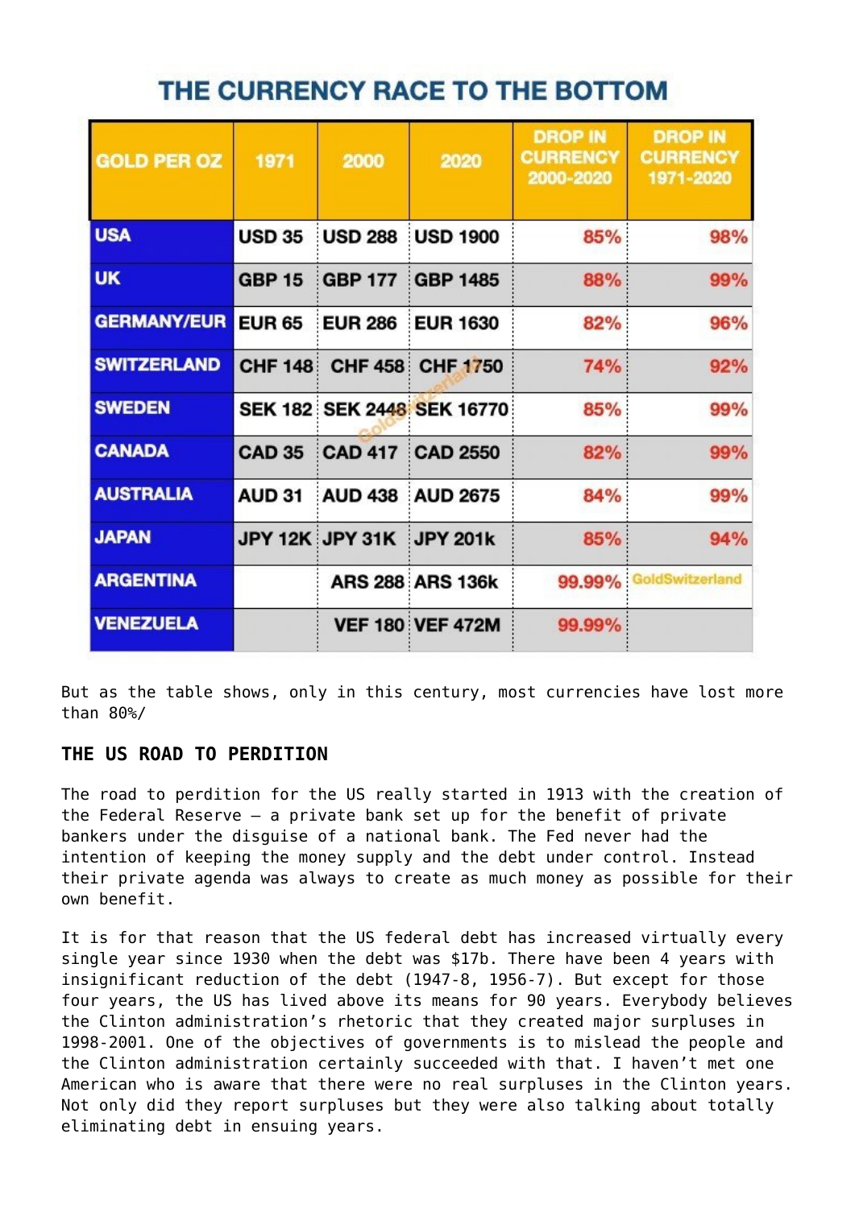## THE CURRENCY RACE TO THE BOTTOM

| GOLD PER OZ | 1971 | 2000 | 2020 | DROP IN CURRENCY 2000-2020 | DROP IN CURRENCY 1971-2020 |
|---|---|---|---|---|---|
| USA | USD 35 | USD 288 | USD 1900 | 85% | 98% |
| UK | GBP 15 | GBP 177 | GBP 1485 | 88% | 99% |
| GERMANY/EUR | EUR 65 | EUR 286 | EUR 1630 | 82% | 96% |
| SWITZERLAND | CHF 148 | CHF 458 | CHF 1750 | 74% | 92% |
| SWEDEN | SEK 182 | SEK 2448 | SEK 16770 | 85% | 99% |
| CANADA | CAD 35 | CAD 417 | CAD 2550 | 82% | 99% |
| AUSTRALIA | AUD 31 | AUD 438 | AUD 2675 | 84% | 99% |
| JAPAN | JPY 12K | JPY 31K | JPY 201k | 85% | 94% |
| ARGENTINA | | ARS 288 | ARS 136k | 99.99% | |
| VENEZUELA | | VEF 180 | VEF 472M | 99.99% | |

But as the table shows, only in this century, most currencies have lost more than 80%/

### THE US ROAD TO PERDITION

The road to perdition for the US really started in 1913 with the creation of the Federal Reserve – a private bank set up for the benefit of private bankers under the disguise of a national bank. The Fed never had the intention of keeping the money supply and the debt under control. Instead their private agenda was always to create as much money as possible for their own benefit.

It is for that reason that the US federal debt has increased virtually every single year since 1930 when the debt was $17b. There have been 4 years with insignificant reduction of the debt (1947-8, 1956-7). But except for those four years, the US has lived above its means for 90 years. Everybody believes the Clinton administration's rhetoric that they created major surpluses in 1998-2001. One of the objectives of governments is to mislead the people and the Clinton administration certainly succeeded with that. I haven't met one American who is aware that there were no real surpluses in the Clinton years. Not only did they report surpluses but they were also talking about totally eliminating debt in ensuing years.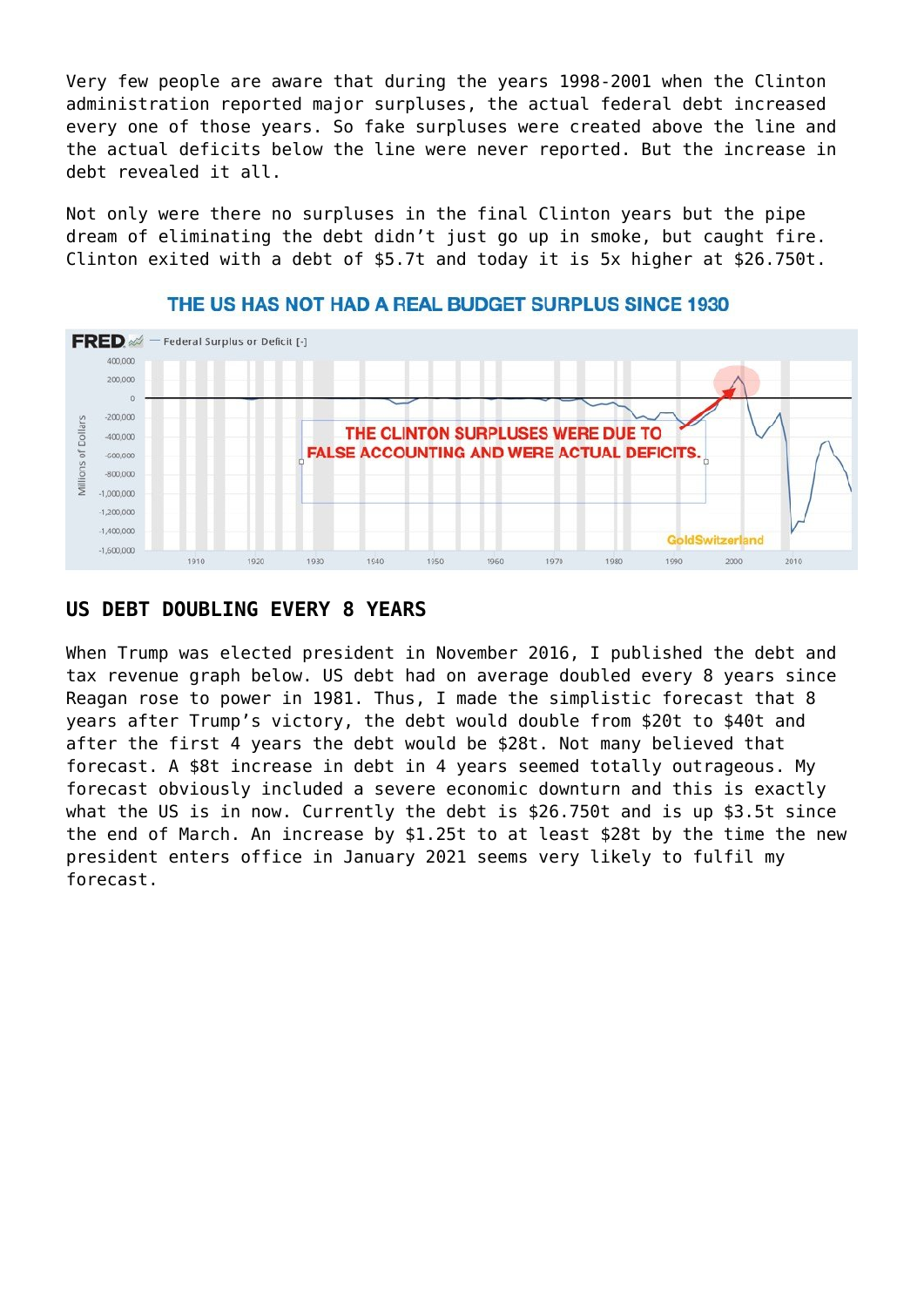Very few people are aware that during the years 1998-2001 when the Clinton administration reported major surpluses, the actual federal debt increased every one of those years. So fake surpluses were created above the line and the actual deficits below the line were never reported. But the increase in debt revealed it all.

Not only were there no surpluses in the final Clinton years but the pipe dream of eliminating the debt didn't just go up in smoke, but caught fire. Clinton exited with a debt of $5.7t and today it is 5x higher at $26.750t.

THE US HAS NOT HAD A REAL BUDGET SURPLUS SINCE 1930

## US DEBT DOUBLING EVERY 8 YEARS

When Trump was elected president in November 2016, I published the debt and tax revenue graph below. US debt had on average doubled every 8 years since Reagan rose to power in 1981. Thus, I made the simplistic forecast that 8 years after Trump's victory, the debt would double from $20t to $40t and after the first 4 years the debt would be $28t. Not many believed that forecast. A $8t increase in debt in 4 years seemed totally outrageous. My forecast obviously included a severe economic downturn and this is exactly what the US is in now. Currently the debt is $26.750t and is up $3.5t since the end of March. An increase by $1.25t to at least $28t by the time the new president enters office in January 2021 seems very likely to fulfil my forecast.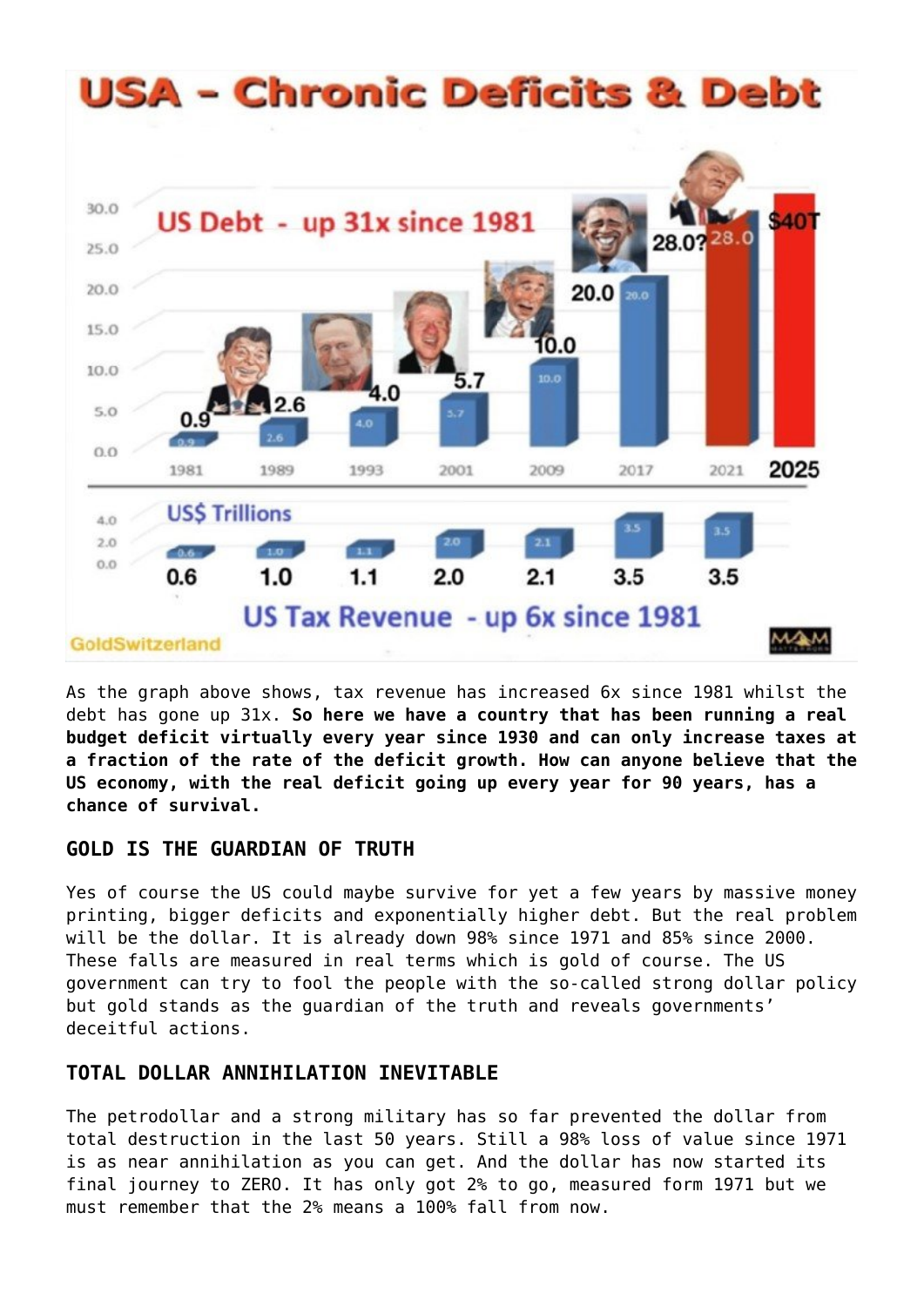As the graph above shows, tax revenue has increased 6x since 1981 whilst the debt has gone up 31x. **So here we have a country that has been running a real budget deficit virtually every year since 1930 and can only increase taxes at a fraction of the rate of the deficit growth. How can anyone believe that the US economy, with the real deficit going up every year for 90 years, has a chance of survival.**

## GOLD IS THE GUARDIAN OF TRUTH

Yes of course the US could maybe survive for yet a few years by massive money printing, bigger deficits and exponentially higher debt. But the real problem will be the dollar. It is already down 98% since 1971 and 85% since 2000. These falls are measured in real terms which is gold of course. The US government can try to fool the people with the so-called strong dollar policy but gold stands as the guardian of the truth and reveals governments' deceitful actions.

## TOTAL DOLLAR ANNIHILATION INEVITABLE

The petrodollar and a strong military has so far prevented the dollar from total destruction in the last 50 years. Still a 98% loss of value since 1971 is as near annihilation as you can get. And the dollar has now started its final journey to ZERO. It has only got 2% to go, measured form 1971 but we must remember that the 2% means a 100% fall from now.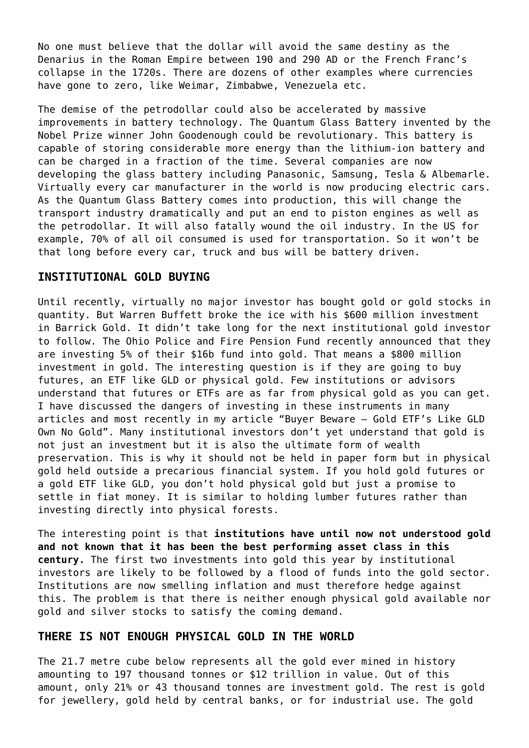No one must believe that the dollar will avoid the same destiny as the Denarius in the Roman Empire between 190 and 290 AD or the French Franc's collapse in the 1720s. There are dozens of other examples where currencies have gone to zero, like Weimar, Zimbabwe, Venezuela etc.

The demise of the petrodollar could also be accelerated by massive improvements in battery technology. The Quantum Glass Battery invented by the Nobel Prize winner John Goodenough could be revolutionary. This battery is capable of storing considerable more energy than the lithium-ion battery and can be charged in a fraction of the time. Several companies are now developing the glass battery including Panasonic, Samsung, Tesla & Albemarle. Virtually every car manufacturer in the world is now producing electric cars. As the Quantum Glass Battery comes into production, this will change the transport industry dramatically and put an end to piston engines as well as the petrodollar. It will also fatally wound the oil industry. In the US for example, 70% of all oil consumed is used for transportation. So it won't be that long before every car, truck and bus will be battery driven.

## INSTITUTIONAL GOLD BUYING

Until recently, virtually no major investor has bought gold or gold stocks in quantity. But Warren Buffett broke the ice with his $600 million investment in Barrick Gold. It didn't take long for the next institutional gold investor to follow. The Ohio Police and Fire Pension Fund recently announced that they are investing 5% of their $16b fund into gold. That means a $800 million investment in gold. The interesting question is if they are going to buy futures, an ETF like GLD or physical gold. Few institutions or advisors understand that futures or ETFs are as far from physical gold as you can get. I have discussed the dangers of investing in these instruments in many articles and most recently in my article "Buyer Beware – Gold ETF's Like GLD Own No Gold". Many institutional investors don't yet understand that gold is not just an investment but it is also the ultimate form of wealth preservation. This is why it should not be held in paper form but in physical gold held outside a precarious financial system. If you hold gold futures or a gold ETF like GLD, you don't hold physical gold but just a promise to settle in fiat money. It is similar to holding lumber futures rather than investing directly into physical forests.

The interesting point is that **institutions have until now not understood gold and not known that it has been the best performing asset class in this century.** The first two investments into gold this year by institutional investors are likely to be followed by a flood of funds into the gold sector. Institutions are now smelling inflation and must therefore hedge against this. The problem is that there is neither enough physical gold available nor gold and silver stocks to satisfy the coming demand.

## THERE IS NOT ENOUGH PHYSICAL GOLD IN THE WORLD

The 21.7 metre cube below represents all the gold ever mined in history amounting to 197 thousand tonnes or $12 trillion in value. Out of this amount, only 21% or 43 thousand tonnes are investment gold. The rest is gold for jewellery, gold held by central banks, or for industrial use. The gold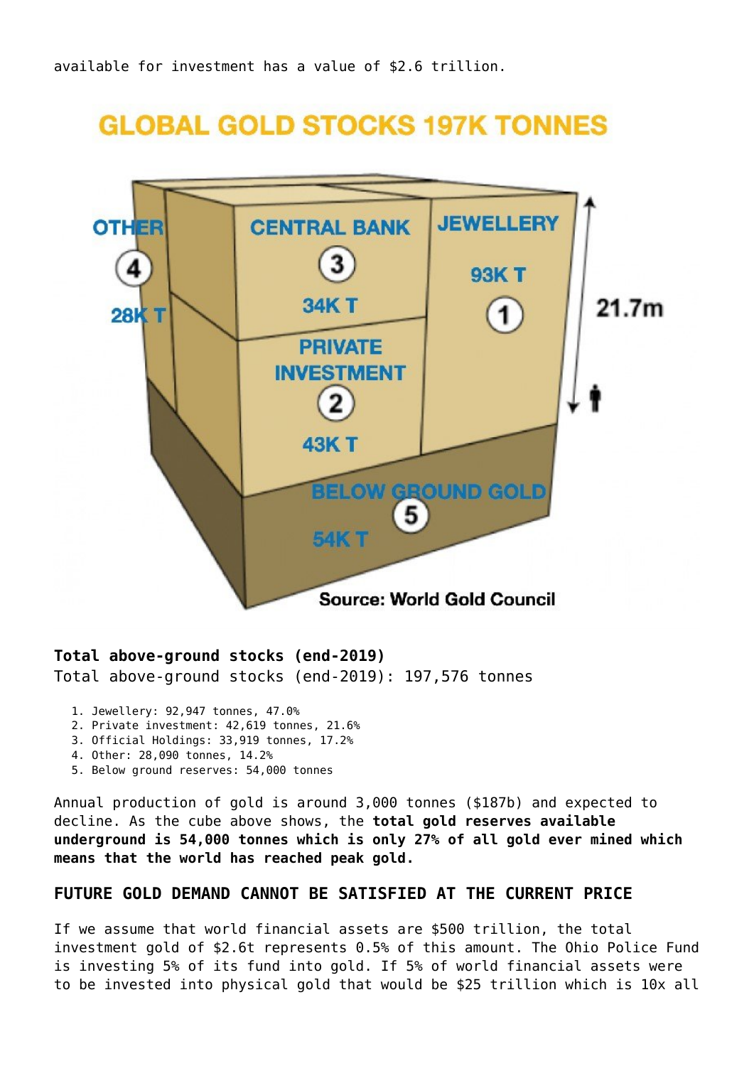available for investment has a value of $2.6 trillion.

GLOBAL GOLD STOCKS 197K TONNES

OTHER 4 28K T

CENTRAL BANK 3 34K T

JEWELLERY 93K T 1

21.7m

PRIVATE INVESTMENT 2 43K T

BELOW GROUND GOLD 5 54K T

Source: World Gold Council

**Total above-ground stocks (end-2019)**

Total above-ground stocks (end-2019): 197,576 tonnes

1. Jewellery: 92,947 tonnes, 47.0%
2. Private investment: 42,619 tonnes, 21.6%
3. Official Holdings: 33,919 tonnes, 17.2%
4. Other: 28,090 tonnes, 14.2%
5. Below ground reserves: 54,000 tonnes

Annual production of gold is around 3,000 tonnes ($187b) and expected to decline. As the cube above shows, the **total gold reserves available underground is 54,000 tonnes which is only 27% of all gold ever mined which means that the world has reached peak gold.**

## FUTURE GOLD DEMAND CANNOT BE SATISFIED AT THE CURRENT PRICE

If we assume that world financial assets are $500 trillion, the total investment gold of $2.6t represents 0.5% of this amount. The Ohio Police Fund is investing 5% of its fund into gold. If 5% of world financial assets were to be invested into physical gold that would be $25 trillion which is 10x all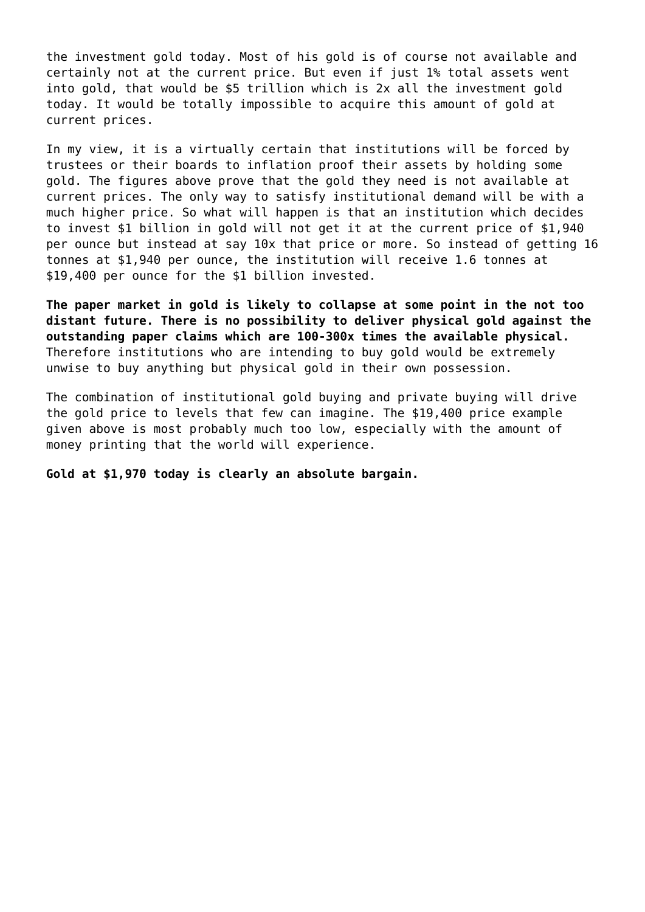the investment gold today. Most of his gold is of course not available and certainly not at the current price. But even if just 1% total assets went into gold, that would be $5 trillion which is 2x all the investment gold today. It would be totally impossible to acquire this amount of gold at current prices.

In my view, it is a virtually certain that institutions will be forced by trustees or their boards to inflation proof their assets by holding some gold. The figures above prove that the gold they need is not available at current prices. The only way to satisfy institutional demand will be with a much higher price. So what will happen is that an institution which decides to invest $1 billion in gold will not get it at the current price of $1,940 per ounce but instead at say 10x that price or more. So instead of getting 16 tonnes at $1,940 per ounce, the institution will receive 1.6 tonnes at $19,400 per ounce for the $1 billion invested.

**The paper market in gold is likely to collapse at some point in the not too distant future. There is no possibility to deliver physical gold against the outstanding paper claims which are 100-300x times the available physical.** Therefore institutions who are intending to buy gold would be extremely unwise to buy anything but physical gold in their own possession.

The combination of institutional gold buying and private buying will drive the gold price to levels that few can imagine. The $19,400 price example given above is most probably much too low, especially with the amount of money printing that the world will experience.

**Gold at $1,970 today is clearly an absolute bargain.**